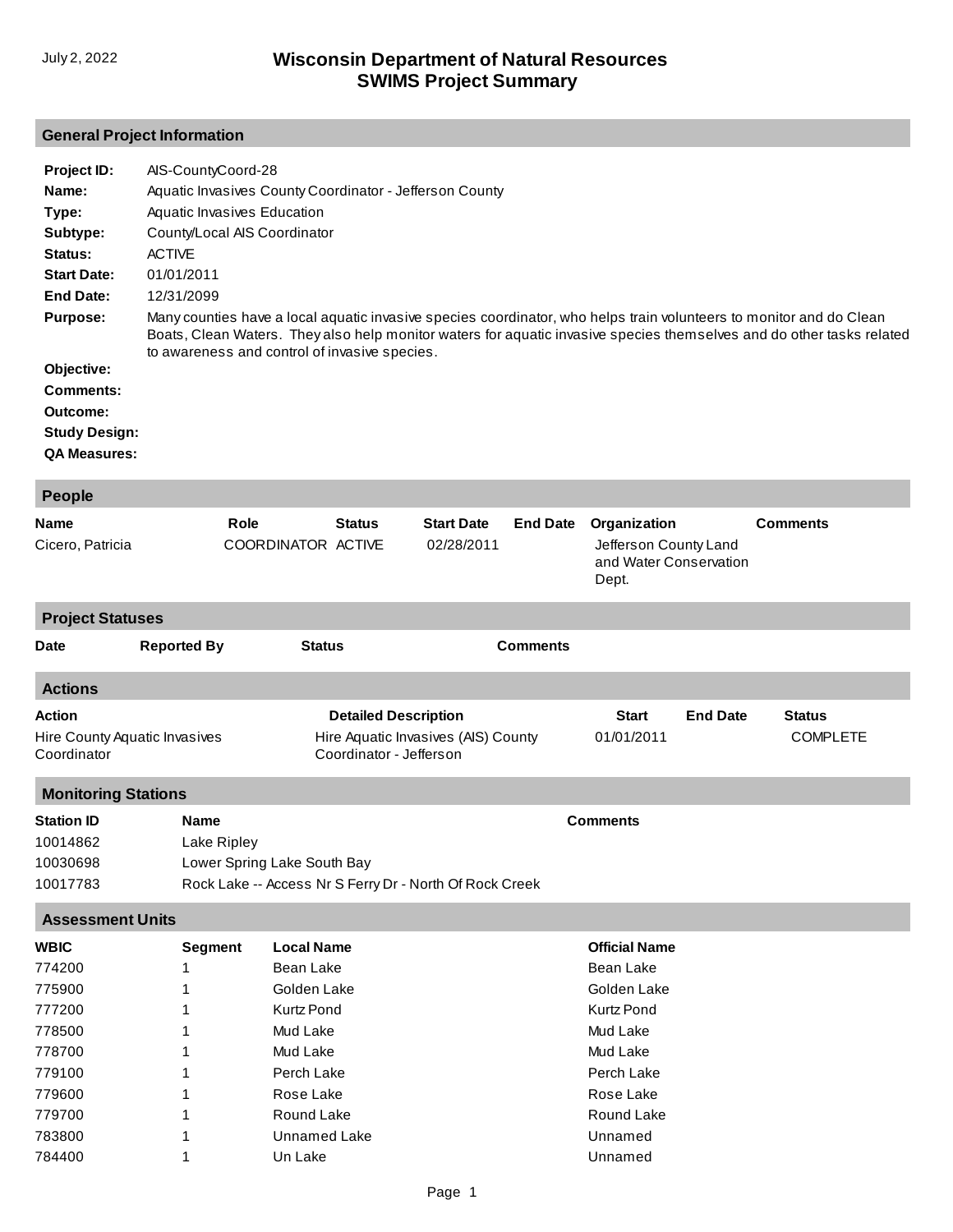July 2, 2022

# Wisconsin Department of Natural Resources
# SWIMS Project Summary

## General Project Information

**Project ID:** AIS-CountyCoord-28

**Name:** Aquatic Invasives County Coordinator - Jefferson County

**Type:** Aquatic Invasives Education

**Subtype:** County/Local AIS Coordinator

**Status:** ACTIVE

**Start Date:** 01/01/2011

**End Date:** 12/31/2099

**Purpose:** Many counties have a local aquatic invasive species coordinator, who helps train volunteers to monitor and do Clean Boats, Clean Waters. They also help monitor waters for aquatic invasive species themselves and do other tasks related to awareness and control of invasive species.

**Objective:**

**Comments:**

**Outcome:**

**Study Design:**

**QA Measures:**

## People

| Name | Role | Status | Start Date | End Date | Organization | Comments |
|---|---|---|---|---|---|---|
| Cicero, Patricia | COORDINATOR | ACTIVE | 02/28/2011 | | Jefferson County Land and Water Conservation Dept. | |

## Project Statuses

| Date | Reported By | Status | Comments |
|---|---|---|---|

## Actions

| Action | Detailed Description | Start | End Date | Status |
|---|---|---|---|---|
| Hire County Aquatic Invasives Coordinator | Hire Aquatic Invasives (AIS) County Coordinator - Jefferson | 01/01/2011 | | COMPLETE |

## Monitoring Stations

| Station ID | Name | Comments |
|---|---|---|
| 10014862 | Lake Ripley | |
| 10030698 | Lower Spring Lake South Bay | |
| 10017783 | Rock Lake -- Access Nr S Ferry Dr - North Of Rock Creek | |

## Assessment Units

| WBIC | Segment | Local Name | Official Name |
|---|---|---|---|
| 774200 | 1 | Bean Lake | Bean Lake |
| 775900 | 1 | Golden Lake | Golden Lake |
| 777200 | 1 | Kurtz Pond | Kurtz Pond |
| 778500 | 1 | Mud Lake | Mud Lake |
| 778700 | 1 | Mud Lake | Mud Lake |
| 779100 | 1 | Perch Lake | Perch Lake |
| 779600 | 1 | Rose Lake | Rose Lake |
| 779700 | 1 | Round Lake | Round Lake |
| 783800 | 1 | Unnamed Lake | Unnamed |
| 784400 | 1 | Un Lake | Unnamed |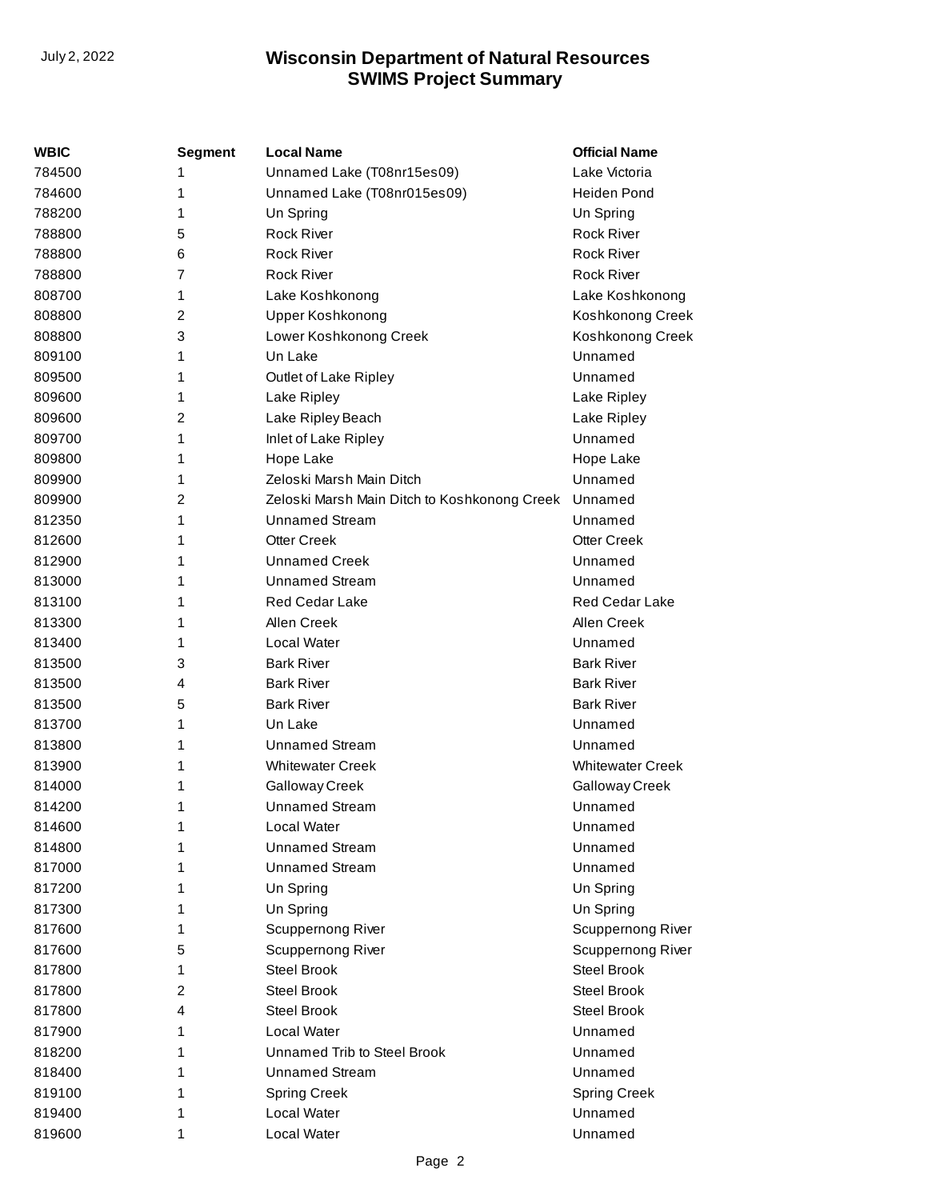| WBIC | Segment | Local Name | Official Name |
|---|---|---|---|
| 784500 | 1 | Unnamed Lake (T08nr15es09) | Lake Victoria |
| 784600 | 1 | Unnamed Lake (T08nr015es09) | Heiden Pond |
| 788200 | 1 | Un Spring | Un Spring |
| 788800 | 5 | Rock River | Rock River |
| 788800 | 6 | Rock River | Rock River |
| 788800 | 7 | Rock River | Rock River |
| 808700 | 1 | Lake Koshkonong | Lake Koshkonong |
| 808800 | 2 | Upper Koshkonong | Koshkonong Creek |
| 808800 | 3 | Lower Koshkonong Creek | Koshkonong Creek |
| 809100 | 1 | Un Lake | Unnamed |
| 809500 | 1 | Outlet of Lake Ripley | Unnamed |
| 809600 | 1 | Lake Ripley | Lake Ripley |
| 809600 | 2 | Lake Ripley Beach | Lake Ripley |
| 809700 | 1 | Inlet of Lake Ripley | Unnamed |
| 809800 | 1 | Hope Lake | Hope Lake |
| 809900 | 1 | Zeloski Marsh Main Ditch | Unnamed |
| 809900 | 2 | Zeloski Marsh Main Ditch to Koshkonong Creek | Unnamed |
| 812350 | 1 | Unnamed Stream | Unnamed |
| 812600 | 1 | Otter Creek | Otter Creek |
| 812900 | 1 | Unnamed Creek | Unnamed |
| 813000 | 1 | Unnamed Stream | Unnamed |
| 813100 | 1 | Red Cedar Lake | Red Cedar Lake |
| 813300 | 1 | Allen Creek | Allen Creek |
| 813400 | 1 | Local Water | Unnamed |
| 813500 | 3 | Bark River | Bark River |
| 813500 | 4 | Bark River | Bark River |
| 813500 | 5 | Bark River | Bark River |
| 813700 | 1 | Un Lake | Unnamed |
| 813800 | 1 | Unnamed Stream | Unnamed |
| 813900 | 1 | Whitewater Creek | Whitewater Creek |
| 814000 | 1 | Galloway Creek | Galloway Creek |
| 814200 | 1 | Unnamed Stream | Unnamed |
| 814600 | 1 | Local Water | Unnamed |
| 814800 | 1 | Unnamed Stream | Unnamed |
| 817000 | 1 | Unnamed Stream | Unnamed |
| 817200 | 1 | Un Spring | Un Spring |
| 817300 | 1 | Un Spring | Un Spring |
| 817600 | 1 | Scuppernong River | Scuppernong River |
| 817600 | 5 | Scuppernong River | Scuppernong River |
| 817800 | 1 | Steel Brook | Steel Brook |
| 817800 | 2 | Steel Brook | Steel Brook |
| 817800 | 4 | Steel Brook | Steel Brook |
| 817900 | 1 | Local Water | Unnamed |
| 818200 | 1 | Unnamed Trib to Steel Brook | Unnamed |
| 818400 | 1 | Unnamed Stream | Unnamed |
| 819100 | 1 | Spring Creek | Spring Creek |
| 819400 | 1 | Local Water | Unnamed |
| 819600 | 1 | Local Water | Unnamed |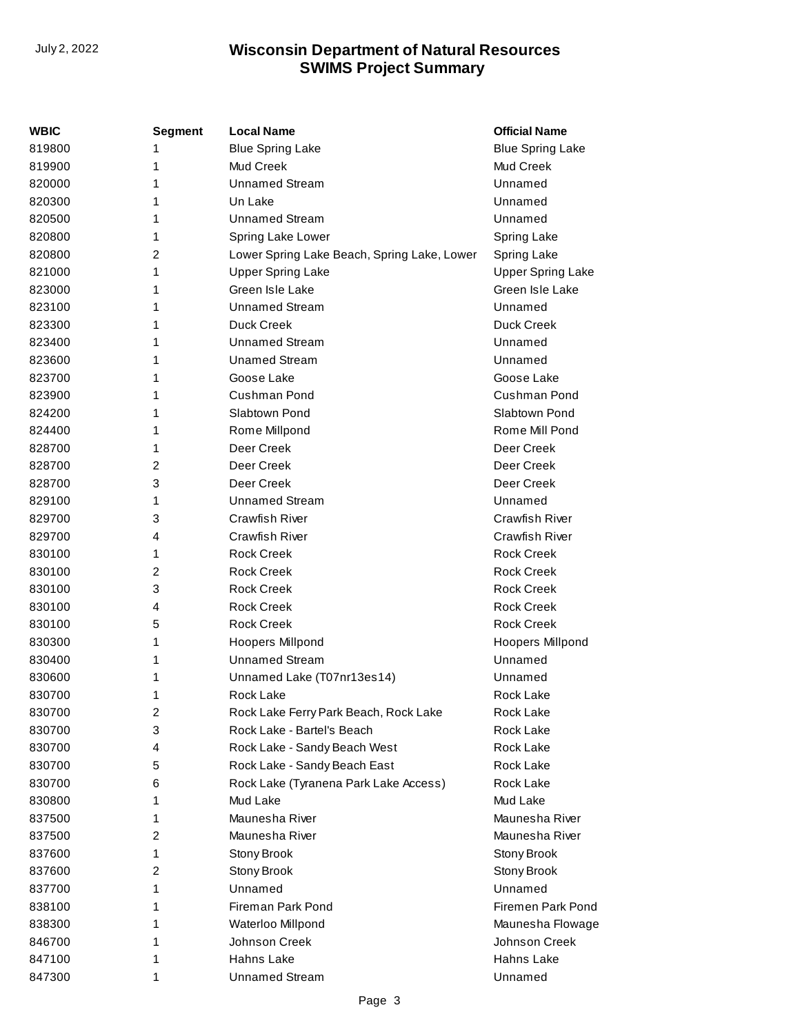| WBIC | Segment | Local Name | Official Name |
|---|---|---|---|
| 819800 | 1 | Blue Spring Lake | Blue Spring Lake |
| 819900 | 1 | Mud Creek | Mud Creek |
| 820000 | 1 | Unnamed Stream | Unnamed |
| 820300 | 1 | Un Lake | Unnamed |
| 820500 | 1 | Unnamed Stream | Unnamed |
| 820800 | 1 | Spring Lake Lower | Spring Lake |
| 820800 | 2 | Lower Spring Lake Beach, Spring Lake, Lower | Spring Lake |
| 821000 | 1 | Upper Spring Lake | Upper Spring Lake |
| 823000 | 1 | Green Isle Lake | Green Isle Lake |
| 823100 | 1 | Unnamed Stream | Unnamed |
| 823300 | 1 | Duck Creek | Duck Creek |
| 823400 | 1 | Unnamed Stream | Unnamed |
| 823600 | 1 | Unamed Stream | Unnamed |
| 823700 | 1 | Goose Lake | Goose Lake |
| 823900 | 1 | Cushman Pond | Cushman Pond |
| 824200 | 1 | Slabtown Pond | Slabtown Pond |
| 824400 | 1 | Rome Millpond | Rome Mill Pond |
| 828700 | 1 | Deer Creek | Deer Creek |
| 828700 | 2 | Deer Creek | Deer Creek |
| 828700 | 3 | Deer Creek | Deer Creek |
| 829100 | 1 | Unnamed Stream | Unnamed |
| 829700 | 3 | Crawfish River | Crawfish River |
| 829700 | 4 | Crawfish River | Crawfish River |
| 830100 | 1 | Rock Creek | Rock Creek |
| 830100 | 2 | Rock Creek | Rock Creek |
| 830100 | 3 | Rock Creek | Rock Creek |
| 830100 | 4 | Rock Creek | Rock Creek |
| 830100 | 5 | Rock Creek | Rock Creek |
| 830300 | 1 | Hoopers Millpond | Hoopers Millpond |
| 830400 | 1 | Unnamed Stream | Unnamed |
| 830600 | 1 | Unnamed Lake (T07nr13es14) | Unnamed |
| 830700 | 1 | Rock Lake | Rock Lake |
| 830700 | 2 | Rock Lake Ferry Park Beach, Rock Lake | Rock Lake |
| 830700 | 3 | Rock Lake - Bartel's Beach | Rock Lake |
| 830700 | 4 | Rock Lake - Sandy Beach West | Rock Lake |
| 830700 | 5 | Rock Lake - Sandy Beach East | Rock Lake |
| 830700 | 6 | Rock Lake (Tyranena Park Lake Access) | Rock Lake |
| 830800 | 1 | Mud Lake | Mud Lake |
| 837500 | 1 | Maunesha River | Maunesha River |
| 837500 | 2 | Maunesha River | Maunesha River |
| 837600 | 1 | Stony Brook | Stony Brook |
| 837600 | 2 | Stony Brook | Stony Brook |
| 837700 | 1 | Unnamed | Unnamed |
| 838100 | 1 | Fireman Park Pond | Firemen Park Pond |
| 838300 | 1 | Waterloo Millpond | Maunesha Flowage |
| 846700 | 1 | Johnson Creek | Johnson Creek |
| 847100 | 1 | Hahns Lake | Hahns Lake |
| 847300 | 1 | Unnamed Stream | Unnamed |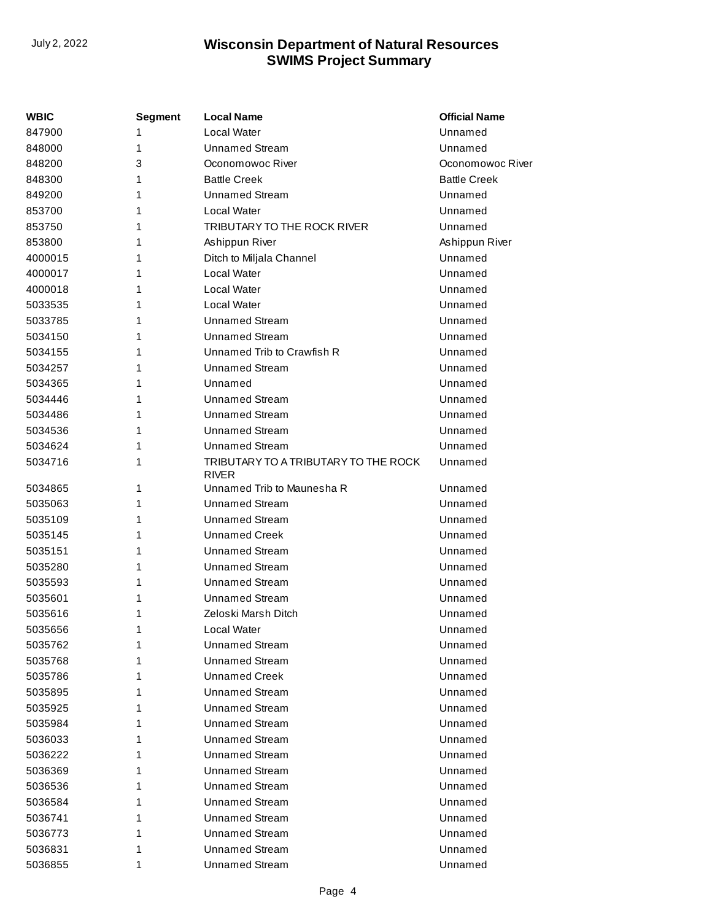| WBIC | Segment | Local Name | Official Name |
|---|---|---|---|
| 847900 | 1 | Local Water | Unnamed |
| 848000 | 1 | Unnamed Stream | Unnamed |
| 848200 | 3 | Oconomowoc River | Oconomowoc River |
| 848300 | 1 | Battle Creek | Battle Creek |
| 849200 | 1 | Unnamed Stream | Unnamed |
| 853700 | 1 | Local Water | Unnamed |
| 853750 | 1 | TRIBUTARY TO THE ROCK RIVER | Unnamed |
| 853800 | 1 | Ashippun River | Ashippun River |
| 4000015 | 1 | Ditch to Miljala Channel | Unnamed |
| 4000017 | 1 | Local Water | Unnamed |
| 4000018 | 1 | Local Water | Unnamed |
| 5033535 | 1 | Local Water | Unnamed |
| 5033785 | 1 | Unnamed Stream | Unnamed |
| 5034150 | 1 | Unnamed Stream | Unnamed |
| 5034155 | 1 | Unnamed Trib to Crawfish R | Unnamed |
| 5034257 | 1 | Unnamed Stream | Unnamed |
| 5034365 | 1 | Unnamed | Unnamed |
| 5034446 | 1 | Unnamed Stream | Unnamed |
| 5034486 | 1 | Unnamed Stream | Unnamed |
| 5034536 | 1 | Unnamed Stream | Unnamed |
| 5034624 | 1 | Unnamed Stream | Unnamed |
| 5034716 | 1 | TRIBUTARY TO A TRIBUTARY TO THE ROCK RIVER | Unnamed |
| 5034865 | 1 | Unnamed Trib to Maunesha R | Unnamed |
| 5035063 | 1 | Unnamed Stream | Unnamed |
| 5035109 | 1 | Unnamed Stream | Unnamed |
| 5035145 | 1 | Unnamed Creek | Unnamed |
| 5035151 | 1 | Unnamed Stream | Unnamed |
| 5035280 | 1 | Unnamed Stream | Unnamed |
| 5035593 | 1 | Unnamed Stream | Unnamed |
| 5035601 | 1 | Unnamed Stream | Unnamed |
| 5035616 | 1 | Zeloski Marsh Ditch | Unnamed |
| 5035656 | 1 | Local Water | Unnamed |
| 5035762 | 1 | Unnamed Stream | Unnamed |
| 5035768 | 1 | Unnamed Stream | Unnamed |
| 5035786 | 1 | Unnamed Creek | Unnamed |
| 5035895 | 1 | Unnamed Stream | Unnamed |
| 5035925 | 1 | Unnamed Stream | Unnamed |
| 5035984 | 1 | Unnamed Stream | Unnamed |
| 5036033 | 1 | Unnamed Stream | Unnamed |
| 5036222 | 1 | Unnamed Stream | Unnamed |
| 5036369 | 1 | Unnamed Stream | Unnamed |
| 5036536 | 1 | Unnamed Stream | Unnamed |
| 5036584 | 1 | Unnamed Stream | Unnamed |
| 5036741 | 1 | Unnamed Stream | Unnamed |
| 5036773 | 1 | Unnamed Stream | Unnamed |
| 5036831 | 1 | Unnamed Stream | Unnamed |
| 5036855 | 1 | Unnamed Stream | Unnamed |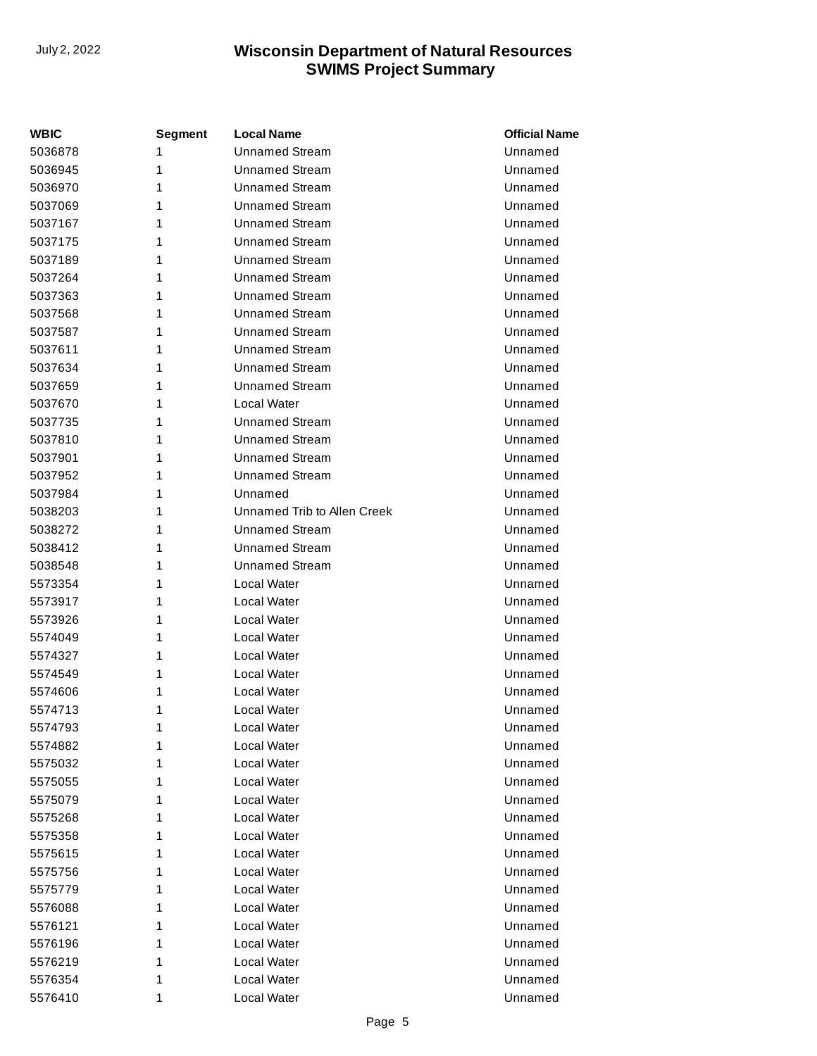| WBIC | Segment | Local Name | Official Name |
|---|---|---|---|
| 5036878 | 1 | Unnamed Stream | Unnamed |
| 5036945 | 1 | Unnamed Stream | Unnamed |
| 5036970 | 1 | Unnamed Stream | Unnamed |
| 5037069 | 1 | Unnamed Stream | Unnamed |
| 5037167 | 1 | Unnamed Stream | Unnamed |
| 5037175 | 1 | Unnamed Stream | Unnamed |
| 5037189 | 1 | Unnamed Stream | Unnamed |
| 5037264 | 1 | Unnamed Stream | Unnamed |
| 5037363 | 1 | Unnamed Stream | Unnamed |
| 5037568 | 1 | Unnamed Stream | Unnamed |
| 5037587 | 1 | Unnamed Stream | Unnamed |
| 5037611 | 1 | Unnamed Stream | Unnamed |
| 5037634 | 1 | Unnamed Stream | Unnamed |
| 5037659 | 1 | Unnamed Stream | Unnamed |
| 5037670 | 1 | Local Water | Unnamed |
| 5037735 | 1 | Unnamed Stream | Unnamed |
| 5037810 | 1 | Unnamed Stream | Unnamed |
| 5037901 | 1 | Unnamed Stream | Unnamed |
| 5037952 | 1 | Unnamed Stream | Unnamed |
| 5037984 | 1 | Unnamed | Unnamed |
| 5038203 | 1 | Unnamed Trib to Allen Creek | Unnamed |
| 5038272 | 1 | Unnamed Stream | Unnamed |
| 5038412 | 1 | Unnamed Stream | Unnamed |
| 5038548 | 1 | Unnamed Stream | Unnamed |
| 5573354 | 1 | Local Water | Unnamed |
| 5573917 | 1 | Local Water | Unnamed |
| 5573926 | 1 | Local Water | Unnamed |
| 5574049 | 1 | Local Water | Unnamed |
| 5574327 | 1 | Local Water | Unnamed |
| 5574549 | 1 | Local Water | Unnamed |
| 5574606 | 1 | Local Water | Unnamed |
| 5574713 | 1 | Local Water | Unnamed |
| 5574793 | 1 | Local Water | Unnamed |
| 5574882 | 1 | Local Water | Unnamed |
| 5575032 | 1 | Local Water | Unnamed |
| 5575055 | 1 | Local Water | Unnamed |
| 5575079 | 1 | Local Water | Unnamed |
| 5575268 | 1 | Local Water | Unnamed |
| 5575358 | 1 | Local Water | Unnamed |
| 5575615 | 1 | Local Water | Unnamed |
| 5575756 | 1 | Local Water | Unnamed |
| 5575779 | 1 | Local Water | Unnamed |
| 5576088 | 1 | Local Water | Unnamed |
| 5576121 | 1 | Local Water | Unnamed |
| 5576196 | 1 | Local Water | Unnamed |
| 5576219 | 1 | Local Water | Unnamed |
| 5576354 | 1 | Local Water | Unnamed |
| 5576410 | 1 | Local Water | Unnamed |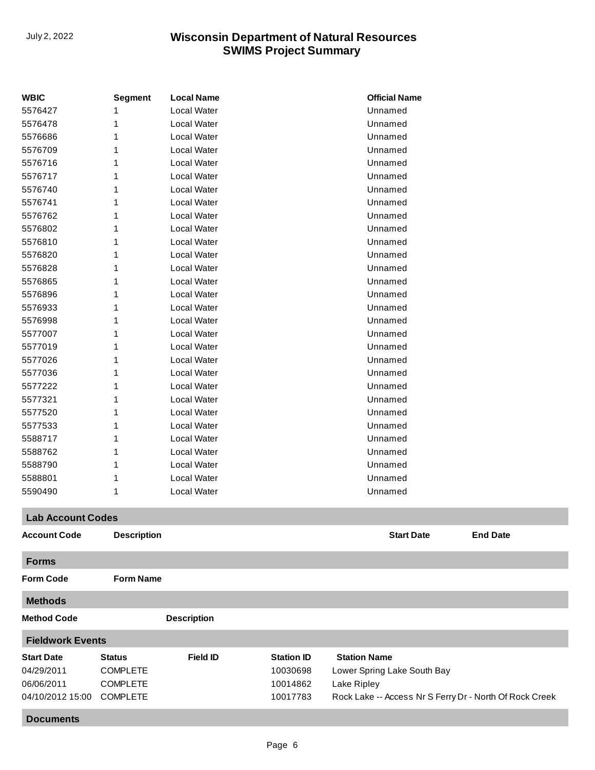| WBIC | Segment | Local Name | Official Name |
| --- | --- | --- | --- |
| 5576427 | 1 | Local Water | Unnamed |
| 5576478 | 1 | Local Water | Unnamed |
| 5576686 | 1 | Local Water | Unnamed |
| 5576709 | 1 | Local Water | Unnamed |
| 5576716 | 1 | Local Water | Unnamed |
| 5576717 | 1 | Local Water | Unnamed |
| 5576740 | 1 | Local Water | Unnamed |
| 5576741 | 1 | Local Water | Unnamed |
| 5576762 | 1 | Local Water | Unnamed |
| 5576802 | 1 | Local Water | Unnamed |
| 5576810 | 1 | Local Water | Unnamed |
| 5576820 | 1 | Local Water | Unnamed |
| 5576828 | 1 | Local Water | Unnamed |
| 5576865 | 1 | Local Water | Unnamed |
| 5576896 | 1 | Local Water | Unnamed |
| 5576933 | 1 | Local Water | Unnamed |
| 5576998 | 1 | Local Water | Unnamed |
| 5577007 | 1 | Local Water | Unnamed |
| 5577019 | 1 | Local Water | Unnamed |
| 5577026 | 1 | Local Water | Unnamed |
| 5577036 | 1 | Local Water | Unnamed |
| 5577222 | 1 | Local Water | Unnamed |
| 5577321 | 1 | Local Water | Unnamed |
| 5577520 | 1 | Local Water | Unnamed |
| 5577533 | 1 | Local Water | Unnamed |
| 5588717 | 1 | Local Water | Unnamed |
| 5588762 | 1 | Local Water | Unnamed |
| 5588790 | 1 | Local Water | Unnamed |
| 5588801 | 1 | Local Water | Unnamed |
| 5590490 | 1 | Local Water | Unnamed |

## Lab Account Codes

| Account Code | Description | Start Date | End Date |
| --- | --- | --- | --- |

## Forms

| Form Code | Form Name |
| --- | --- |

## Methods

| Method Code | Description |
| --- | --- |

## Fieldwork Events

| Start Date | Status | Field ID | Station ID | Station Name |
| --- | --- | --- | --- | --- |
| 04/29/2011 | COMPLETE | | 10030698 | Lower Spring Lake South Bay |
| 06/06/2011 | COMPLETE | | 10014862 | Lake Ripley |
| 04/10/2012 15:00 | COMPLETE | | 10017783 | Rock Lake -- Access Nr S Ferry Dr - North Of Rock Creek |

## Documents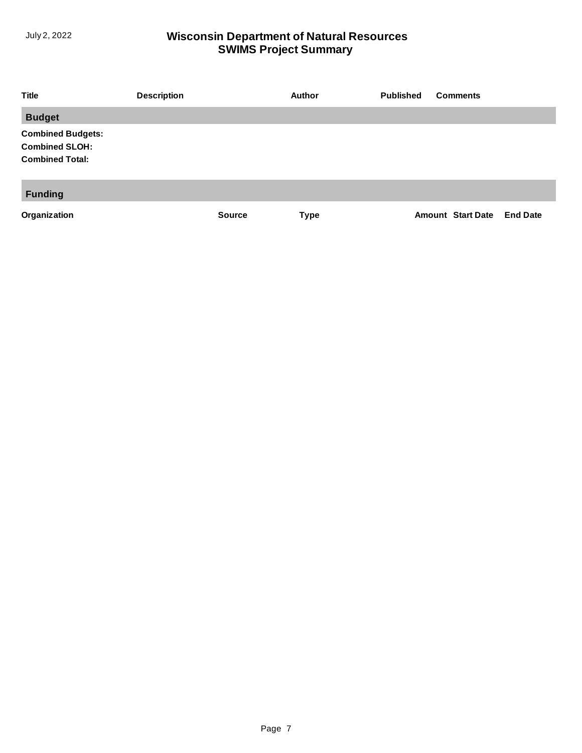| Title | Description | Author | Published | Comments |
| --- | --- | --- | --- | --- |

## Budget

**Combined Budgets:**

**Combined SLOH:**

**Combined Total:**

## Funding

| Organization | Source | Type | Amount | Start Date | End Date |
| --- | --- | --- | --- | --- | --- |